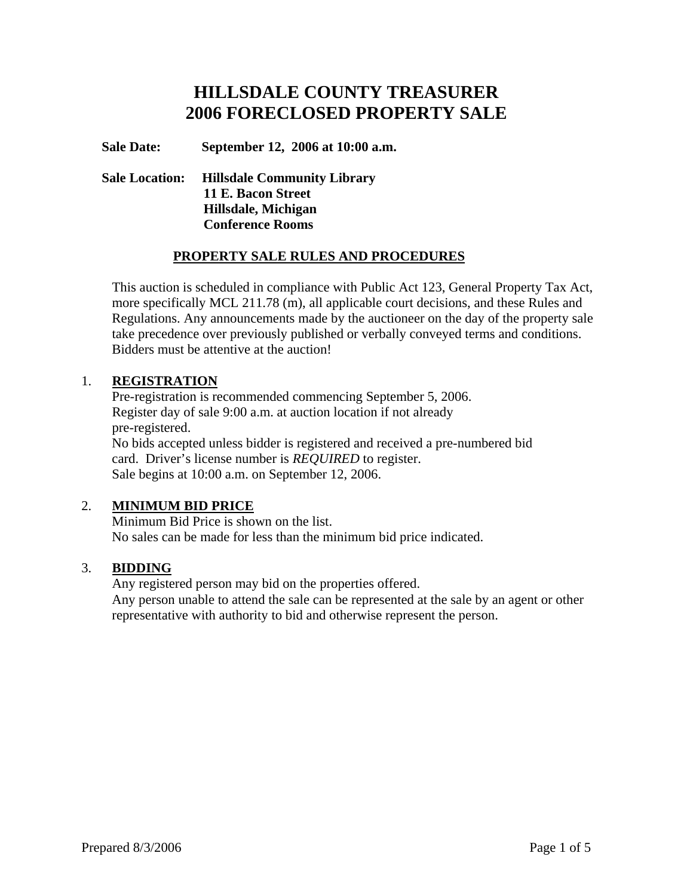# HILLSDALE COUNTY TREASURER
# 2006 FORECLOSED PROPERTY SALE

**Sale Date:** **September 12, 2006 at 10:00 a.m.**

**Sale Location:** **Hillsdale Community Library**
**11 E. Bacon Street**
**Hillsdale, Michigan**
**Conference Rooms**

## PROPERTY SALE RULES AND PROCEDURES

This auction is scheduled in compliance with Public Act 123, General Property Tax Act, more specifically MCL 211.78 (m), all applicable court decisions, and these Rules and Regulations. Any announcements made by the auctioneer on the day of the property sale take precedence over previously published or verbally conveyed terms and conditions. Bidders must be attentive at the auction!

1. **REGISTRATION**
   Pre-registration is recommended commencing September 5, 2006.
   Register day of sale 9:00 a.m. at auction location if not already pre-registered.
   No bids accepted unless bidder is registered and received a pre-numbered bid card. Driver's license number is *REQUIRED* to register.
   Sale begins at 10:00 a.m. on September 12, 2006.

2. **MINIMUM BID PRICE**
   Minimum Bid Price is shown on the list.
   No sales can be made for less than the minimum bid price indicated.

3. **BIDDING**
   Any registered person may bid on the properties offered.
   Any person unable to attend the sale can be represented at the sale by an agent or other representative with authority to bid and otherwise represent the person.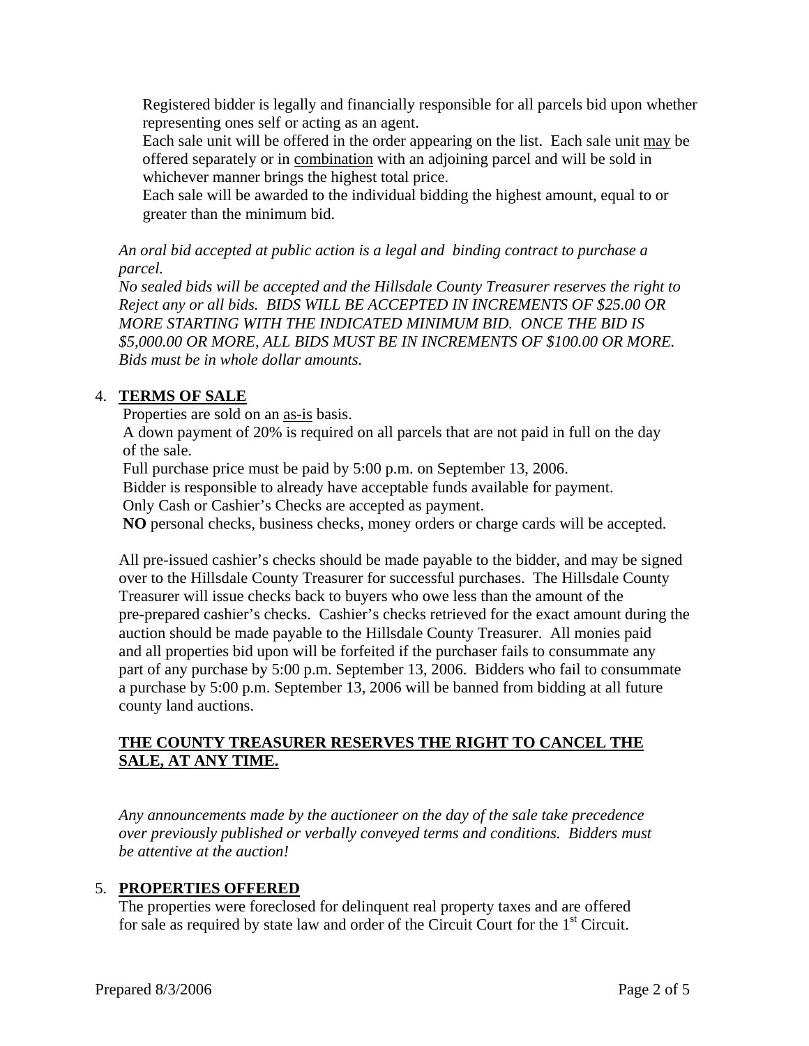Registered bidder is legally and financially responsible for all parcels bid upon whether representing ones self or acting as an agent.

Each sale unit will be offered in the order appearing on the list. Each sale unit may be offered separately or in combination with an adjoining parcel and will be sold in whichever manner brings the highest total price.

Each sale will be awarded to the individual bidding the highest amount, equal to or greater than the minimum bid.

*An oral bid accepted at public action is a legal and binding contract to purchase a parcel.*

*No sealed bids will be accepted and the Hillsdale County Treasurer reserves the right to Reject any or all bids. BIDS WILL BE ACCEPTED IN INCREMENTS OF $25.00 OR MORE STARTING WITH THE INDICATED MINIMUM BID. ONCE THE BID IS $5,000.00 OR MORE, ALL BIDS MUST BE IN INCREMENTS OF $100.00 OR MORE. Bids must be in whole dollar amounts.*

## 4. TERMS OF SALE

Properties are sold on an as-is basis.

A down payment of 20% is required on all parcels that are not paid in full on the day of the sale.

Full purchase price must be paid by 5:00 p.m. on September 13, 2006.

Bidder is responsible to already have acceptable funds available for payment.

Only Cash or Cashier's Checks are accepted as payment.

**NO** personal checks, business checks, money orders or charge cards will be accepted.

All pre-issued cashier's checks should be made payable to the bidder, and may be signed over to the Hillsdale County Treasurer for successful purchases. The Hillsdale County Treasurer will issue checks back to buyers who owe less than the amount of the pre-prepared cashier's checks. Cashier's checks retrieved for the exact amount during the auction should be made payable to the Hillsdale County Treasurer. All monies paid and all properties bid upon will be forfeited if the purchaser fails to consummate any part of any purchase by 5:00 p.m. September 13, 2006. Bidders who fail to consummate a purchase by 5:00 p.m. September 13, 2006 will be banned from bidding at all future county land auctions.

**THE COUNTY TREASURER RESERVES THE RIGHT TO CANCEL THE SALE, AT ANY TIME.**

*Any announcements made by the auctioneer on the day of the sale take precedence over previously published or verbally conveyed terms and conditions. Bidders must be attentive at the auction!*

## 5. PROPERTIES OFFERED

The properties were foreclosed for delinquent real property taxes and are offered for sale as required by state law and order of the Circuit Court for the 1st Circuit.

Prepared 8/3/2006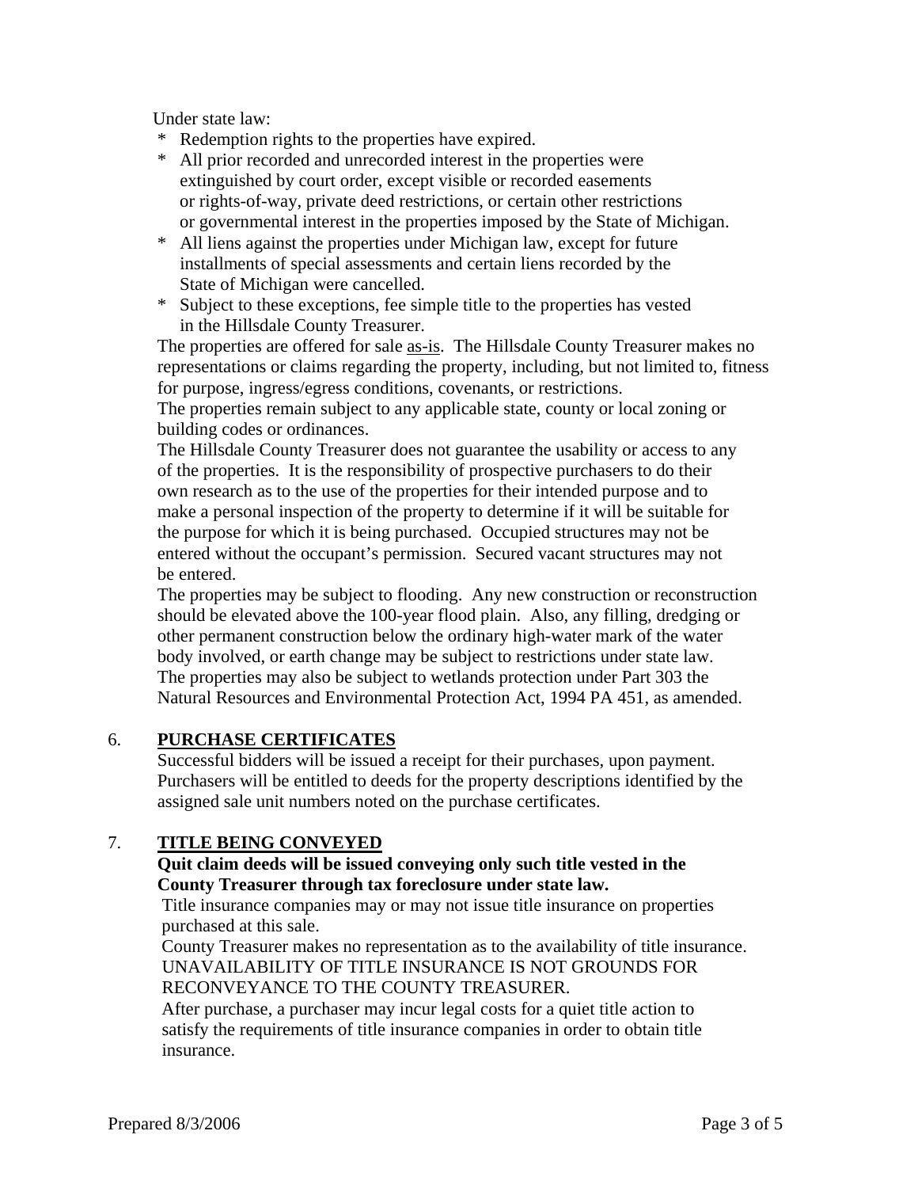Under state law:

* Redemption rights to the properties have expired.
* All prior recorded and unrecorded interest in the properties were extinguished by court order, except visible or recorded easements or rights-of-way, private deed restrictions, or certain other restrictions or governmental interest in the properties imposed by the State of Michigan.
* All liens against the properties under Michigan law, except for future installments of special assessments and certain liens recorded by the State of Michigan were cancelled.
* Subject to these exceptions, fee simple title to the properties has vested in the Hillsdale County Treasurer.

The properties are offered for sale <u>as-is</u>. The Hillsdale County Treasurer makes no representations or claims regarding the property, including, but not limited to, fitness for purpose, ingress/egress conditions, covenants, or restrictions.

The properties remain subject to any applicable state, county or local zoning or building codes or ordinances.

The Hillsdale County Treasurer does not guarantee the usability or access to any of the properties. It is the responsibility of prospective purchasers to do their own research as to the use of the properties for their intended purpose and to make a personal inspection of the property to determine if it will be suitable for the purpose for which it is being purchased. Occupied structures may not be entered without the occupant's permission. Secured vacant structures may not be entered.

The properties may be subject to flooding. Any new construction or reconstruction should be elevated above the 100-year flood plain. Also, any filling, dredging or other permanent construction below the ordinary high-water mark of the water body involved, or earth change may be subject to restrictions under state law. The properties may also be subject to wetlands protection under Part 303 the Natural Resources and Environmental Protection Act, 1994 PA 451, as amended.

## 6. PURCHASE CERTIFICATES

Successful bidders will be issued a receipt for their purchases, upon payment. Purchasers will be entitled to deeds for the property descriptions identified by the assigned sale unit numbers noted on the purchase certificates.

## 7. TITLE BEING CONVEYED

**Quit claim deeds will be issued conveying only such title vested in the County Treasurer through tax foreclosure under state law.**

Title insurance companies may or may not issue title insurance on properties purchased at this sale.

County Treasurer makes no representation as to the availability of title insurance. UNAVAILABILITY OF TITLE INSURANCE IS NOT GROUNDS FOR RECONVEYANCE TO THE COUNTY TREASURER.

After purchase, a purchaser may incur legal costs for a quiet title action to satisfy the requirements of title insurance companies in order to obtain title insurance.

Prepared 8/3/2006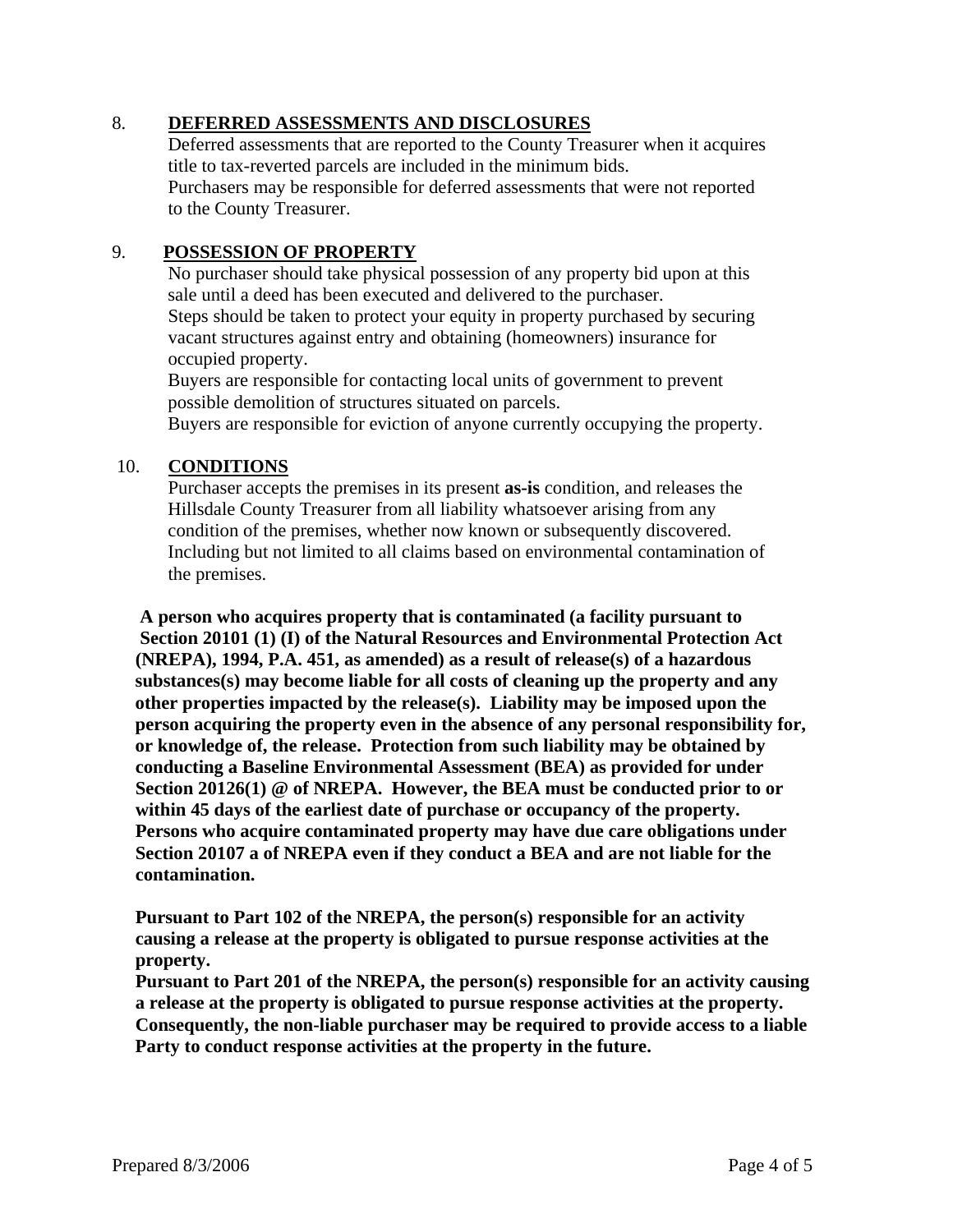8. **DEFERRED ASSESSMENTS AND DISCLOSURES**

Deferred assessments that are reported to the County Treasurer when it acquires title to tax-reverted parcels are included in the minimum bids.
Purchasers may be responsible for deferred assessments that were not reported to the County Treasurer.

9. **POSSESSION OF PROPERTY**

No purchaser should take physical possession of any property bid upon at this sale until a deed has been executed and delivered to the purchaser.
Steps should be taken to protect your equity in property purchased by securing vacant structures against entry and obtaining (homeowners) insurance for occupied property.
Buyers are responsible for contacting local units of government to prevent possible demolition of structures situated on parcels.
Buyers are responsible for eviction of anyone currently occupying the property.

10. **CONDITIONS**

Purchaser accepts the premises in its present **as-is** condition, and releases the Hillsdale County Treasurer from all liability whatsoever arising from any condition of the premises, whether now known or subsequently discovered. Including but not limited to all claims based on environmental contamination of the premises.

**A person who acquires property that is contaminated (a facility pursuant to Section 20101 (1) (I) of the Natural Resources and Environmental Protection Act (NREPA), 1994, P.A. 451, as amended) as a result of release(s) of a hazardous substances(s) may become liable for all costs of cleaning up the property and any other properties impacted by the release(s). Liability may be imposed upon the person acquiring the property even in the absence of any personal responsibility for, or knowledge of, the release. Protection from such liability may be obtained by conducting a Baseline Environmental Assessment (BEA) as provided for under Section 20126(1) @ of NREPA. However, the BEA must be conducted prior to or within 45 days of the earliest date of purchase or occupancy of the property. Persons who acquire contaminated property may have due care obligations under Section 20107 a of NREPA even if they conduct a BEA and are not liable for the contamination.**

**Pursuant to Part 102 of the NREPA, the person(s) responsible for an activity causing a release at the property is obligated to pursue response activities at the property.**
**Pursuant to Part 201 of the NREPA, the person(s) responsible for an activity causing a release at the property is obligated to pursue response activities at the property. Consequently, the non-liable purchaser may be required to provide access to a liable Party to conduct response activities at the property in the future.**

Prepared 8/3/2006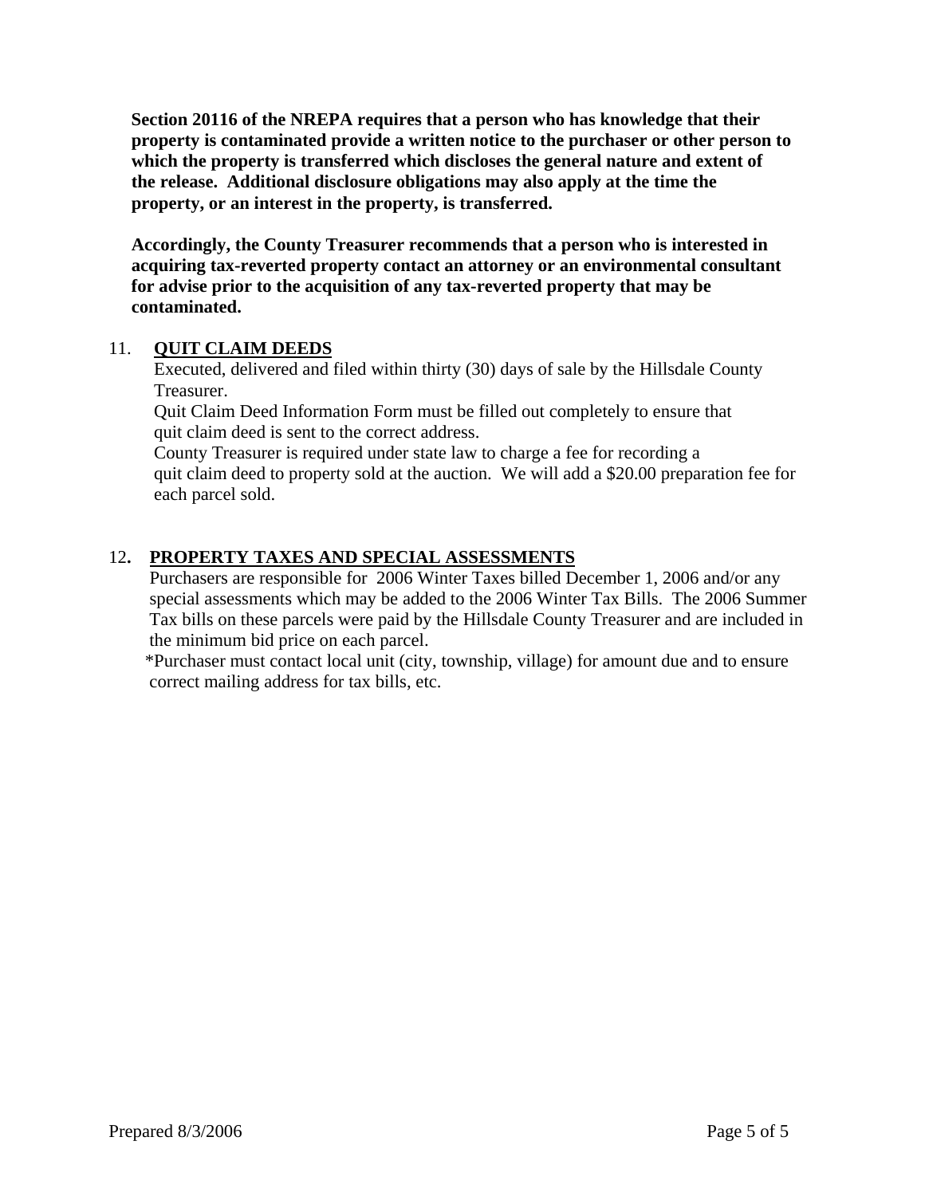**Section 20116 of the NREPA requires that a person who has knowledge that their property is contaminated provide a written notice to the purchaser or other person to which the property is transferred which discloses the general nature and extent of the release. Additional disclosure obligations may also apply at the time the property, or an interest in the property, is transferred.**

**Accordingly, the County Treasurer recommends that a person who is interested in acquiring tax-reverted property contact an attorney or an environmental consultant for advise prior to the acquisition of any tax-reverted property that may be contaminated.**

11. **QUIT CLAIM DEEDS**

Executed, delivered and filed within thirty (30) days of sale by the Hillsdale County Treasurer.

Quit Claim Deed Information Form must be filled out completely to ensure that quit claim deed is sent to the correct address.

County Treasurer is required under state law to charge a fee for recording a quit claim deed to property sold at the auction. We will add a $20.00 preparation fee for each parcel sold.

12. **PROPERTY TAXES AND SPECIAL ASSESSMENTS**

Purchasers are responsible for 2006 Winter Taxes billed December 1, 2006 and/or any special assessments which may be added to the 2006 Winter Tax Bills. The 2006 Summer Tax bills on these parcels were paid by the Hillsdale County Treasurer and are included in the minimum bid price on each parcel.

*Purchaser must contact local unit (city, township, village) for amount due and to ensure correct mailing address for tax bills, etc.

Prepared 8/3/2006